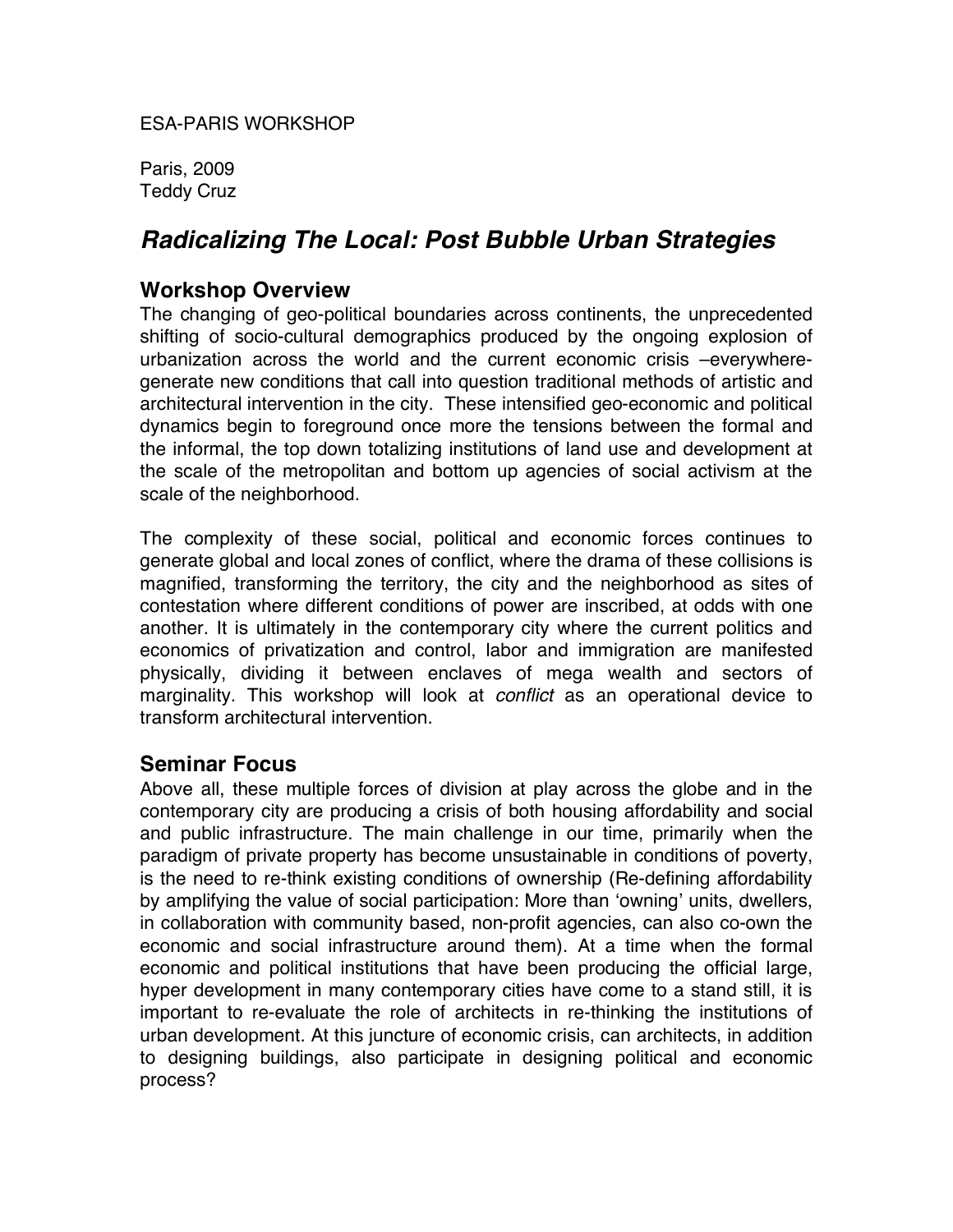ESA-PARIS WORKSHOP

Paris, 2009
Teddy Cruz

# *Radicalizing The Local: Post Bubble Urban Strategies*

## Workshop Overview

The changing of geo-political boundaries across continents, the unprecedented shifting of socio-cultural demographics produced by the ongoing explosion of urbanization across the world and the current economic crisis –everywhere- generate new conditions that call into question traditional methods of artistic and architectural intervention in the city. These intensified geo-economic and political dynamics begin to foreground once more the tensions between the formal and the informal, the top down totalizing institutions of land use and development at the scale of the metropolitan and bottom up agencies of social activism at the scale of the neighborhood.

The complexity of these social, political and economic forces continues to generate global and local zones of conflict, where the drama of these collisions is magnified, transforming the territory, the city and the neighborhood as sites of contestation where different conditions of power are inscribed, at odds with one another. It is ultimately in the contemporary city where the current politics and economics of privatization and control, labor and immigration are manifested physically, dividing it between enclaves of mega wealth and sectors of marginality. This workshop will look at *conflict* as an operational device to transform architectural intervention.

## Seminar Focus

Above all, these multiple forces of division at play across the globe and in the contemporary city are producing a crisis of both housing affordability and social and public infrastructure. The main challenge in our time, primarily when the paradigm of private property has become unsustainable in conditions of poverty, is the need to re-think existing conditions of ownership (Re-defining affordability by amplifying the value of social participation: More than 'owning' units, dwellers, in collaboration with community based, non-profit agencies, can also co-own the economic and social infrastructure around them). At a time when the formal economic and political institutions that have been producing the official large, hyper development in many contemporary cities have come to a stand still, it is important to re-evaluate the role of architects in re-thinking the institutions of urban development. At this juncture of economic crisis, can architects, in addition to designing buildings, also participate in designing political and economic process?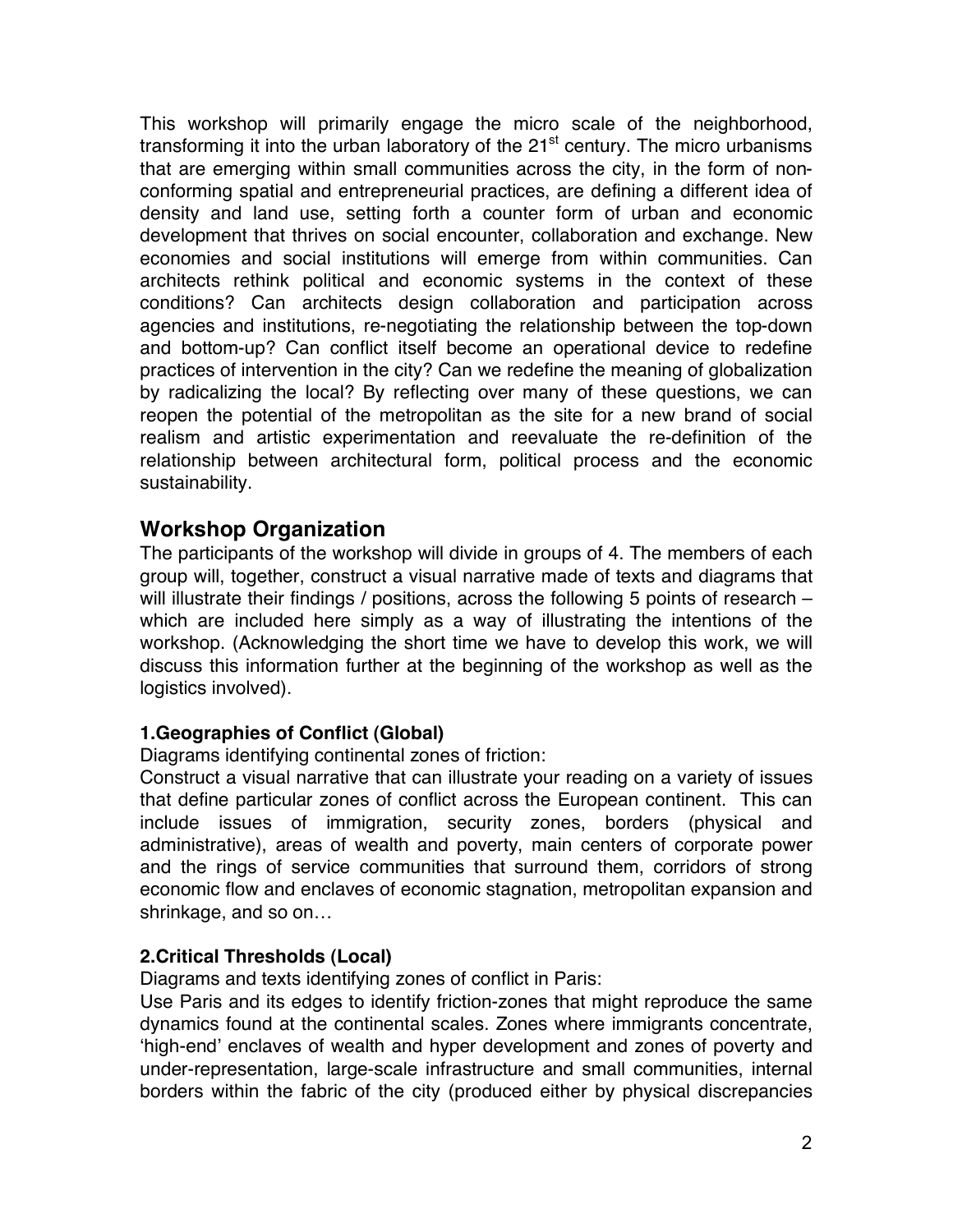This workshop will primarily engage the micro scale of the neighborhood, transforming it into the urban laboratory of the 21st century. The micro urbanisms that are emerging within small communities across the city, in the form of non-conforming spatial and entrepreneurial practices, are defining a different idea of density and land use, setting forth a counter form of urban and economic development that thrives on social encounter, collaboration and exchange. New economies and social institutions will emerge from within communities. Can architects rethink political and economic systems in the context of these conditions? Can architects design collaboration and participation across agencies and institutions, re-negotiating the relationship between the top-down and bottom-up? Can conflict itself become an operational device to redefine practices of intervention in the city? Can we redefine the meaning of globalization by radicalizing the local? By reflecting over many of these questions, we can reopen the potential of the metropolitan as the site for a new brand of social realism and artistic experimentation and reevaluate the re-definition of the relationship between architectural form, political process and the economic sustainability.

## Workshop Organization

The participants of the workshop will divide in groups of 4. The members of each group will, together, construct a visual narrative made of texts and diagrams that will illustrate their findings / positions, across the following 5 points of research – which are included here simply as a way of illustrating the intentions of the workshop. (Acknowledging the short time we have to develop this work, we will discuss this information further at the beginning of the workshop as well as the logistics involved).

### 1.Geographies of Conflict (Global)

Diagrams identifying continental zones of friction:

Construct a visual narrative that can illustrate your reading on a variety of issues that define particular zones of conflict across the European continent. This can include issues of immigration, security zones, borders (physical and administrative), areas of wealth and poverty, main centers of corporate power and the rings of service communities that surround them, corridors of strong economic flow and enclaves of economic stagnation, metropolitan expansion and shrinkage, and so on…

### 2.Critical Thresholds (Local)

Diagrams and texts identifying zones of conflict in Paris:

Use Paris and its edges to identify friction-zones that might reproduce the same dynamics found at the continental scales. Zones where immigrants concentrate, 'high-end' enclaves of wealth and hyper development and zones of poverty and under-representation, large-scale infrastructure and small communities, internal borders within the fabric of the city (produced either by physical discrepancies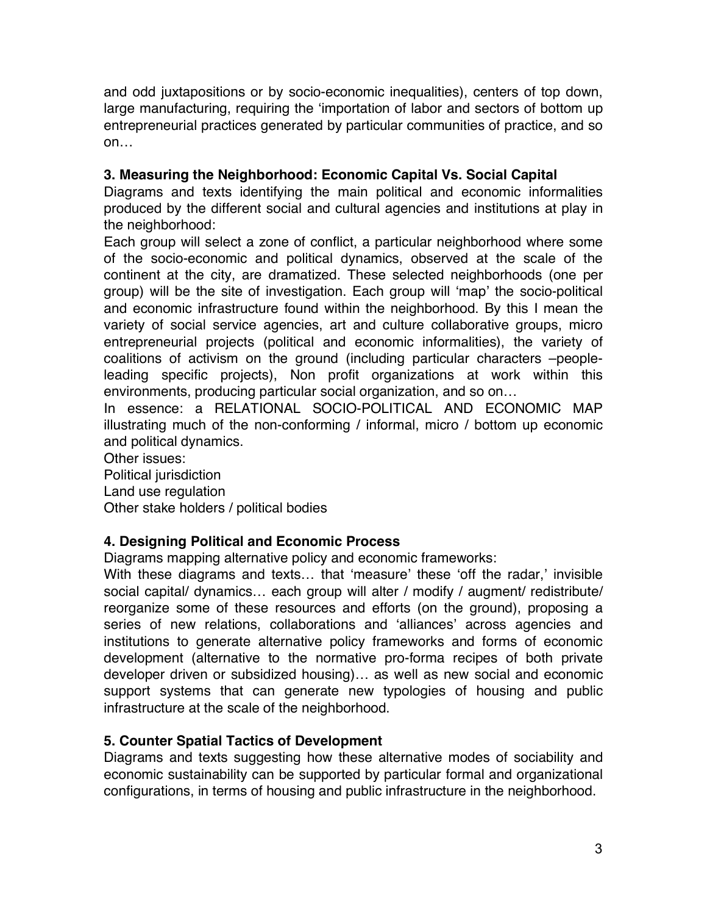and odd juxtapositions or by socio-economic inequalities), centers of top down, large manufacturing, requiring the 'importation of labor and sectors of bottom up entrepreneurial practices generated by particular communities of practice, and so on…

**3. Measuring the Neighborhood: Economic Capital Vs. Social Capital**

Diagrams and texts identifying the main political and economic informalities produced by the different social and cultural agencies and institutions at play in the neighborhood:

Each group will select a zone of conflict, a particular neighborhood where some of the socio-economic and political dynamics, observed at the scale of the continent at the city, are dramatized. These selected neighborhoods (one per group) will be the site of investigation. Each group will 'map' the socio-political and economic infrastructure found within the neighborhood. By this I mean the variety of social service agencies, art and culture collaborative groups, micro entrepreneurial projects (political and economic informalities), the variety of coalitions of activism on the ground (including particular characters –people-leading specific projects), Non profit organizations at work within this environments, producing particular social organization, and so on…

In essence: a RELATIONAL SOCIO-POLITICAL AND ECONOMIC MAP illustrating much of the non-conforming / informal, micro / bottom up economic and political dynamics.

Other issues:
Political jurisdiction
Land use regulation
Other stake holders / political bodies

**4. Designing Political and Economic Process**

Diagrams mapping alternative policy and economic frameworks:

With these diagrams and texts… that 'measure' these 'off the radar,' invisible social capital/ dynamics… each group will alter / modify / augment/ redistribute/ reorganize some of these resources and efforts (on the ground), proposing a series of new relations, collaborations and 'alliances' across agencies and institutions to generate alternative policy frameworks and forms of economic development (alternative to the normative pro-forma recipes of both private developer driven or subsidized housing)… as well as new social and economic support systems that can generate new typologies of housing and public infrastructure at the scale of the neighborhood.

**5. Counter Spatial Tactics of Development**

Diagrams and texts suggesting how these alternative modes of sociability and economic sustainability can be supported by particular formal and organizational configurations, in terms of housing and public infrastructure in the neighborhood.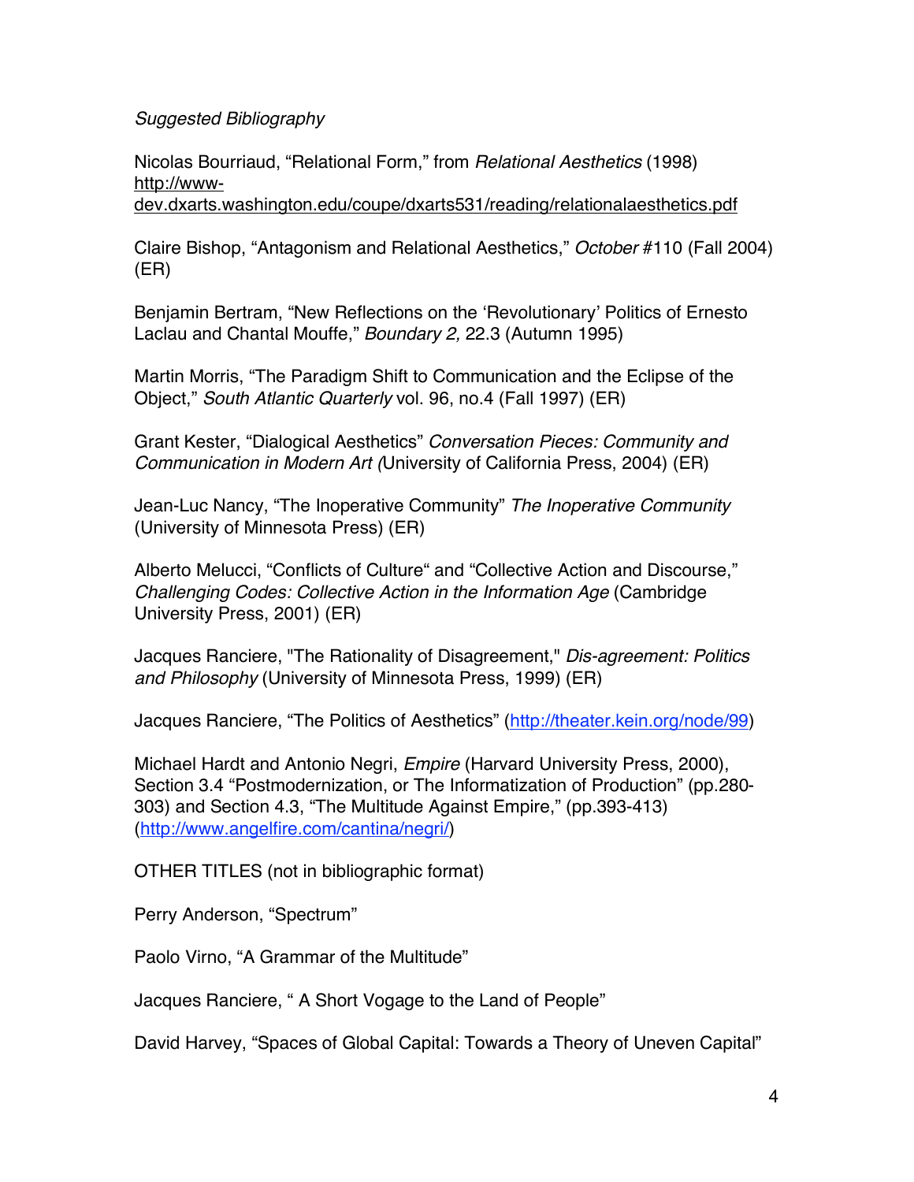*Suggested Bibliography*

Nicolas Bourriaud, "Relational Form," from *Relational Aesthetics* (1998) http://www-dev.dxarts.washington.edu/coupe/dxarts531/reading/relationalaesthetics.pdf

Claire Bishop, "Antagonism and Relational Aesthetics," *October* #110 (Fall 2004) (ER)

Benjamin Bertram, "New Reflections on the 'Revolutionary' Politics of Ernesto Laclau and Chantal Mouffe," *Boundary 2,* 22.3 (Autumn 1995)

Martin Morris, "The Paradigm Shift to Communication and the Eclipse of the Object," *South Atlantic Quarterly* vol. 96, no.4 (Fall 1997) (ER)

Grant Kester, "Dialogical Aesthetics" *Conversation Pieces: Community and Communication in Modern Art (*University of California Press, 2004) (ER)

Jean-Luc Nancy, "The Inoperative Community" *The Inoperative Community* (University of Minnesota Press) (ER)

Alberto Melucci, "Conflicts of Culture" and "Collective Action and Discourse," *Challenging Codes: Collective Action in the Information Age* (Cambridge University Press, 2001) (ER)

Jacques Ranciere, "The Rationality of Disagreement," *Dis-agreement: Politics and Philosophy* (University of Minnesota Press, 1999) (ER)

Jacques Ranciere, "The Politics of Aesthetics" (http://theater.kein.org/node/99)

Michael Hardt and Antonio Negri, *Empire* (Harvard University Press, 2000), Section 3.4 "Postmodernization, or The Informatization of Production" (pp.280-303) and Section 4.3, "The Multitude Against Empire," (pp.393-413) (http://www.angelfire.com/cantina/negri/)

OTHER TITLES (not in bibliographic format)

Perry Anderson, "Spectrum"

Paolo Virno, "A Grammar of the Multitude"

Jacques Ranciere, " A Short Vogage to the Land of People"

David Harvey, "Spaces of Global Capital: Towards a Theory of Uneven Capital"